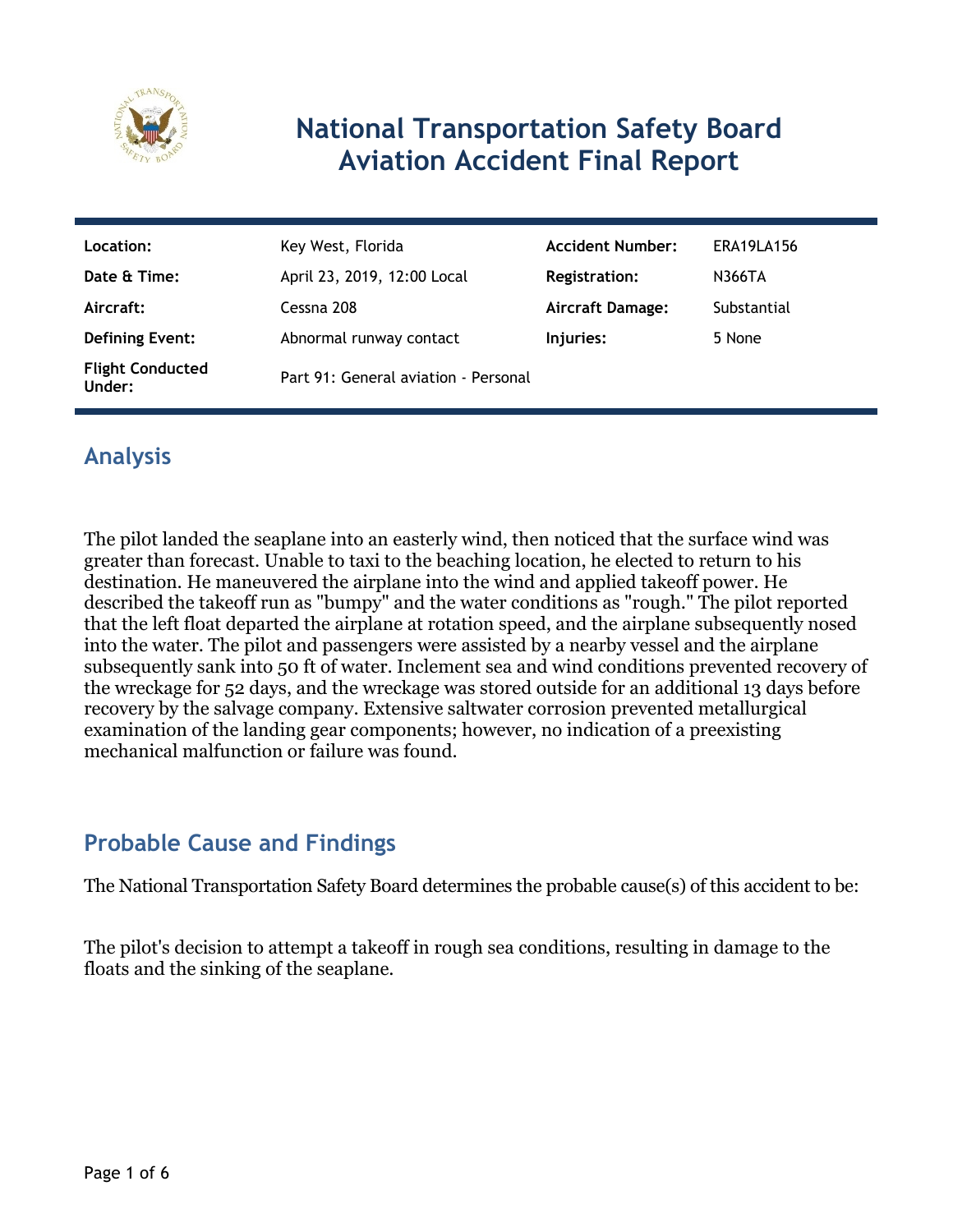# National Transportation Safety Board
# Aviation Accident Final Report

| | | | |
|---|---|---|---|
| **Location:** | Key West, Florida | **Accident Number:** | ERA19LA156 |
| **Date & Time:** | April 23, 2019, 12:00 Local | **Registration:** | N366TA |
| **Aircraft:** | Cessna 208 | **Aircraft Damage:** | Substantial |
| **Defining Event:** | Abnormal runway contact | **Injuries:** | 5 None |
| **Flight Conducted Under:** | Part 91: General aviation - Personal | | |

## Analysis

The pilot landed the seaplane into an easterly wind, then noticed that the surface wind was greater than forecast. Unable to taxi to the beaching location, he elected to return to his destination. He maneuvered the airplane into the wind and applied takeoff power. He described the takeoff run as "bumpy" and the water conditions as "rough." The pilot reported that the left float departed the airplane at rotation speed, and the airplane subsequently nosed into the water. The pilot and passengers were assisted by a nearby vessel and the airplane subsequently sank into 50 ft of water. Inclement sea and wind conditions prevented recovery of the wreckage for 52 days, and the wreckage was stored outside for an additional 13 days before recovery by the salvage company. Extensive saltwater corrosion prevented metallurgical examination of the landing gear components; however, no indication of a preexisting mechanical malfunction or failure was found.

## Probable Cause and Findings

The National Transportation Safety Board determines the probable cause(s) of this accident to be:

The pilot's decision to attempt a takeoff in rough sea conditions, resulting in damage to the floats and the sinking of the seaplane.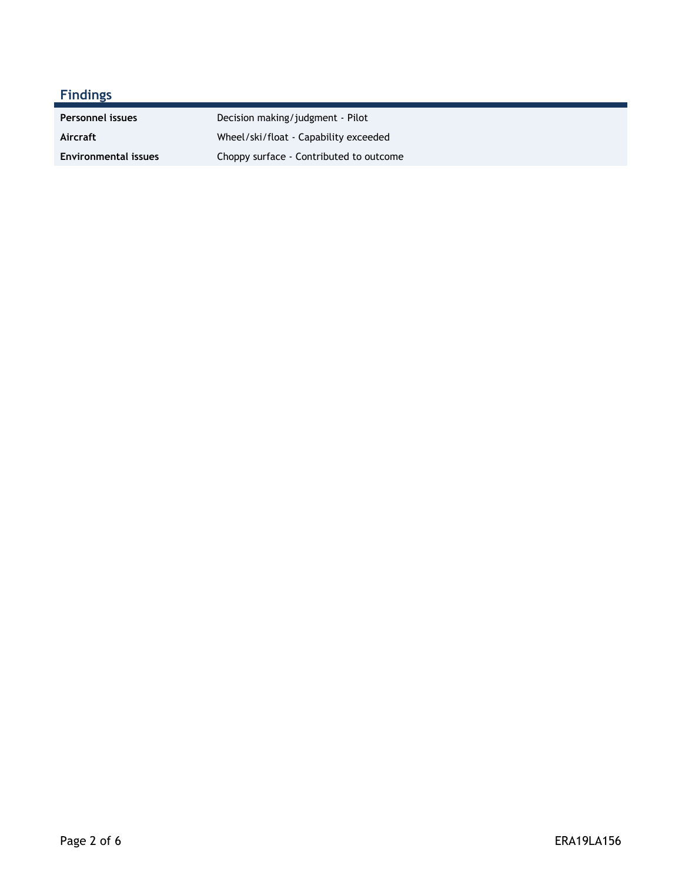## Findings

| | |
|---|---|
| **Personnel issues** | Decision making/judgment - Pilot |
| **Aircraft** | Wheel/ski/float - Capability exceeded |
| **Environmental issues** | Choppy surface - Contributed to outcome |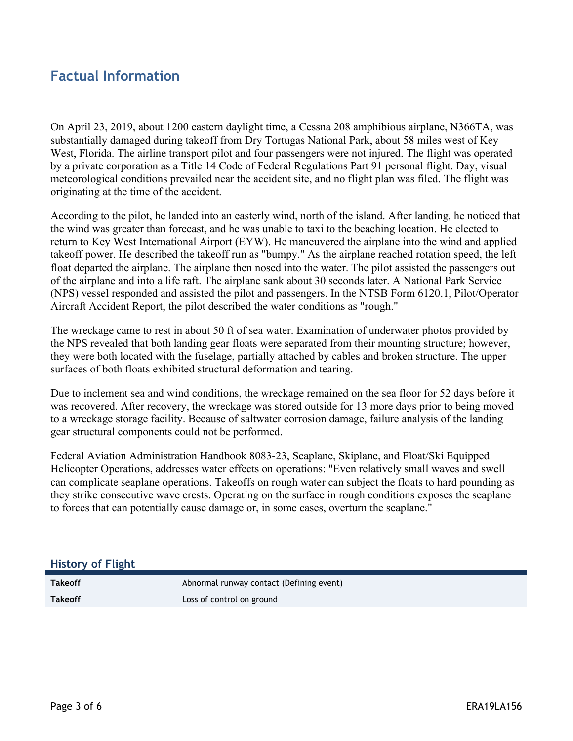## Factual Information

On April 23, 2019, about 1200 eastern daylight time, a Cessna 208 amphibious airplane, N366TA, was substantially damaged during takeoff from Dry Tortugas National Park, about 58 miles west of Key West, Florida. The airline transport pilot and four passengers were not injured. The flight was operated by a private corporation as a Title 14 Code of Federal Regulations Part 91 personal flight. Day, visual meteorological conditions prevailed near the accident site, and no flight plan was filed. The flight was originating at the time of the accident.

According to the pilot, he landed into an easterly wind, north of the island. After landing, he noticed that the wind was greater than forecast, and he was unable to taxi to the beaching location. He elected to return to Key West International Airport (EYW). He maneuvered the airplane into the wind and applied takeoff power. He described the takeoff run as "bumpy." As the airplane reached rotation speed, the left float departed the airplane. The airplane then nosed into the water. The pilot assisted the passengers out of the airplane and into a life raft. The airplane sank about 30 seconds later. A National Park Service (NPS) vessel responded and assisted the pilot and passengers. In the NTSB Form 6120.1, Pilot/Operator Aircraft Accident Report, the pilot described the water conditions as "rough."

The wreckage came to rest in about 50 ft of sea water. Examination of underwater photos provided by the NPS revealed that both landing gear floats were separated from their mounting structure; however, they were both located with the fuselage, partially attached by cables and broken structure. The upper surfaces of both floats exhibited structural deformation and tearing.

Due to inclement sea and wind conditions, the wreckage remained on the sea floor for 52 days before it was recovered. After recovery, the wreckage was stored outside for 13 more days prior to being moved to a wreckage storage facility. Because of saltwater corrosion damage, failure analysis of the landing gear structural components could not be performed.

Federal Aviation Administration Handbook 8083-23, Seaplane, Skiplane, and Float/Ski Equipped Helicopter Operations, addresses water effects on operations: "Even relatively small waves and swell can complicate seaplane operations. Takeoffs on rough water can subject the floats to hard pounding as they strike consecutive wave crests. Operating on the surface in rough conditions exposes the seaplane to forces that can potentially cause damage or, in some cases, overturn the seaplane."

### History of Flight

| | |
|---|---|
| **Takeoff** | Abnormal runway contact (Defining event) |
| **Takeoff** | Loss of control on ground |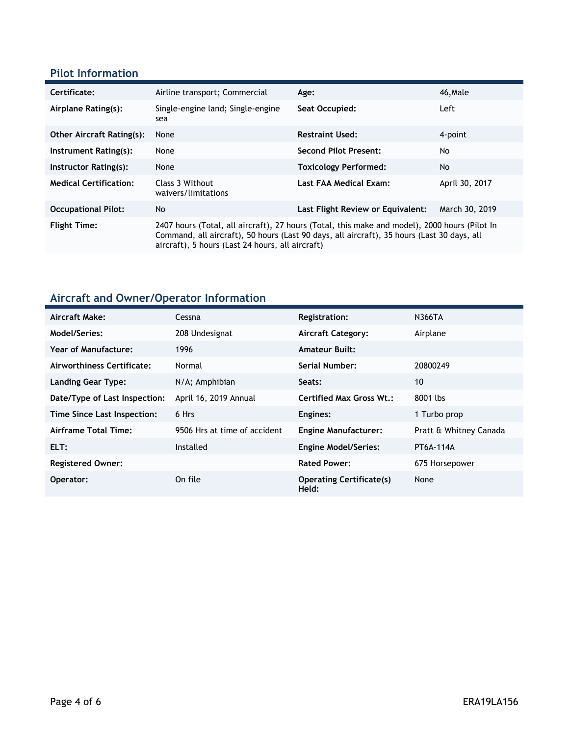## Pilot Information

| | | | |
|---|---|---|---|
| **Certificate:** | Airline transport; Commercial | **Age:** | 46,Male |
| **Airplane Rating(s):** | Single-engine land; Single-engine sea | **Seat Occupied:** | Left |
| **Other Aircraft Rating(s):** | None | **Restraint Used:** | 4-point |
| **Instrument Rating(s):** | None | **Second Pilot Present:** | No |
| **Instructor Rating(s):** | None | **Toxicology Performed:** | No |
| **Medical Certification:** | Class 3 Without waivers/limitations | **Last FAA Medical Exam:** | April 30, 2017 |
| **Occupational Pilot:** | No | **Last Flight Review or Equivalent:** | March 30, 2019 |
| **Flight Time:** | 2407 hours (Total, all aircraft), 27 hours (Total, this make and model), 2000 hours (Pilot In Command, all aircraft), 50 hours (Last 90 days, all aircraft), 35 hours (Last 30 days, all aircraft), 5 hours (Last 24 hours, all aircraft) | | |

## Aircraft and Owner/Operator Information

| | | | |
|---|---|---|---|
| **Aircraft Make:** | Cessna | **Registration:** | N366TA |
| **Model/Series:** | 208 Undesignat | **Aircraft Category:** | Airplane |
| **Year of Manufacture:** | 1996 | **Amateur Built:** | |
| **Airworthiness Certificate:** | Normal | **Serial Number:** | 20800249 |
| **Landing Gear Type:** | N/A; Amphibian | **Seats:** | 10 |
| **Date/Type of Last Inspection:** | April 16, 2019 Annual | **Certified Max Gross Wt.:** | 8001 lbs |
| **Time Since Last Inspection:** | 6 Hrs | **Engines:** | 1 Turbo prop |
| **Airframe Total Time:** | 9506 Hrs at time of accident | **Engine Manufacturer:** | Pratt & Whitney Canada |
| **ELT:** | Installed | **Engine Model/Series:** | PT6A-114A |
| **Registered Owner:** | | **Rated Power:** | 675 Horsepower |
| **Operator:** | On file | **Operating Certificate(s) Held:** | None |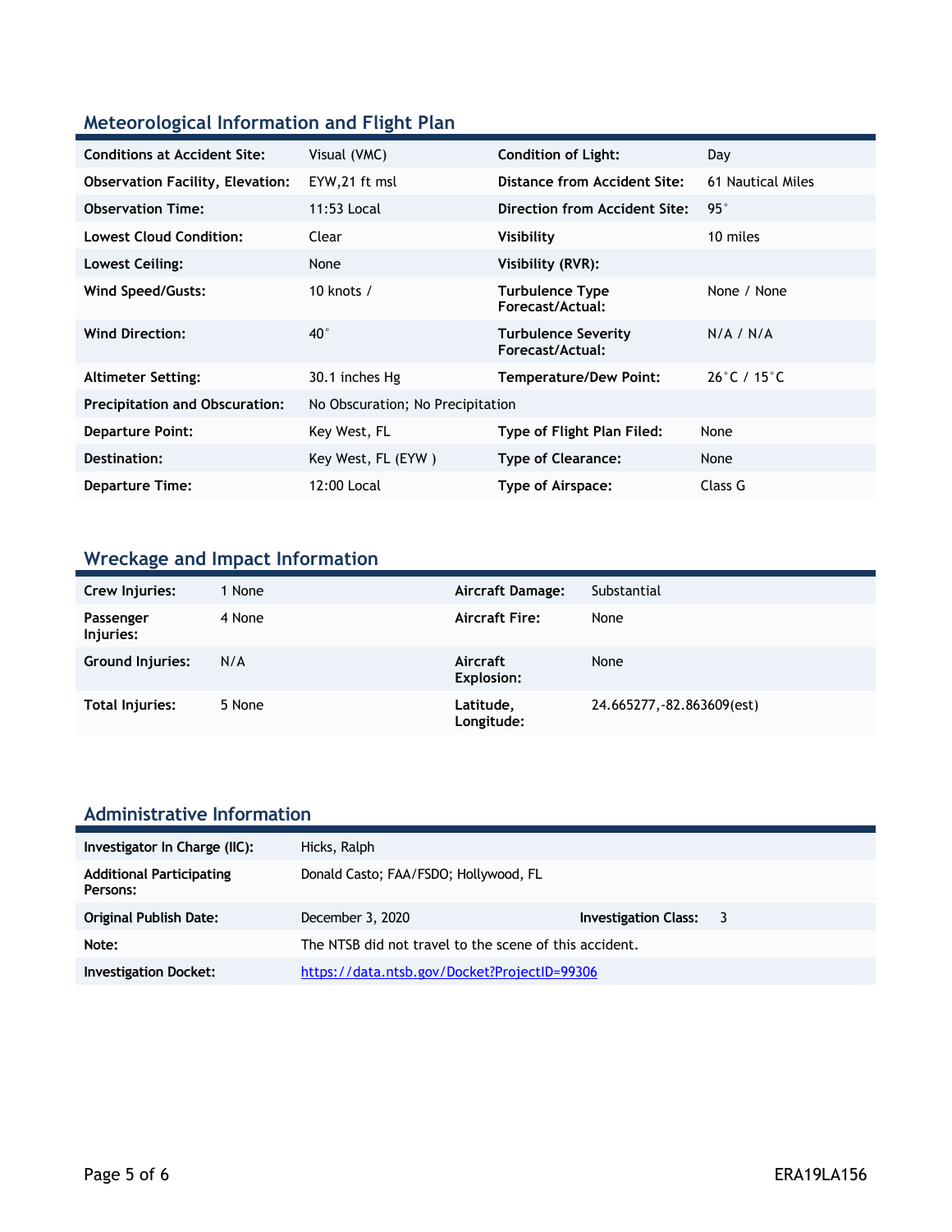## Meteorological Information and Flight Plan

| | | | |
|---|---|---|---|
| **Conditions at Accident Site:** | Visual (VMC) | **Condition of Light:** | Day |
| **Observation Facility, Elevation:** | EYW,21 ft msl | **Distance from Accident Site:** | 61 Nautical Miles |
| **Observation Time:** | 11:53 Local | **Direction from Accident Site:** | 95° |
| **Lowest Cloud Condition:** | Clear | **Visibility** | 10 miles |
| **Lowest Ceiling:** | None | **Visibility (RVR):** | |
| **Wind Speed/Gusts:** | 10 knots / | **Turbulence Type Forecast/Actual:** | None / None |
| **Wind Direction:** | 40° | **Turbulence Severity Forecast/Actual:** | N/A / N/A |
| **Altimeter Setting:** | 30.1 inches Hg | **Temperature/Dew Point:** | 26°C / 15°C |
| **Precipitation and Obscuration:** | No Obscuration; No Precipitation | | |
| **Departure Point:** | Key West, FL | **Type of Flight Plan Filed:** | None |
| **Destination:** | Key West, FL (EYW ) | **Type of Clearance:** | None |
| **Departure Time:** | 12:00 Local | **Type of Airspace:** | Class G |

## Wreckage and Impact Information

| | | | |
|---|---|---|---|
| **Crew Injuries:** | 1 None | **Aircraft Damage:** | Substantial |
| **Passenger Injuries:** | 4 None | **Aircraft Fire:** | None |
| **Ground Injuries:** | N/A | **Aircraft Explosion:** | None |
| **Total Injuries:** | 5 None | **Latitude, Longitude:** | 24.665277,-82.863609(est) |

## Administrative Information

| | | | |
|---|---|---|---|
| **Investigator In Charge (IIC):** | Hicks, Ralph | | |
| **Additional Participating Persons:** | Donald Casto; FAA/FSDO; Hollywood, FL | | |
| **Original Publish Date:** | December 3, 2020 | **Investigation Class:** | 3 |
| **Note:** | The NTSB did not travel to the scene of this accident. | | |
| **Investigation Docket:** | https://data.ntsb.gov/Docket?ProjectID=99306 | | |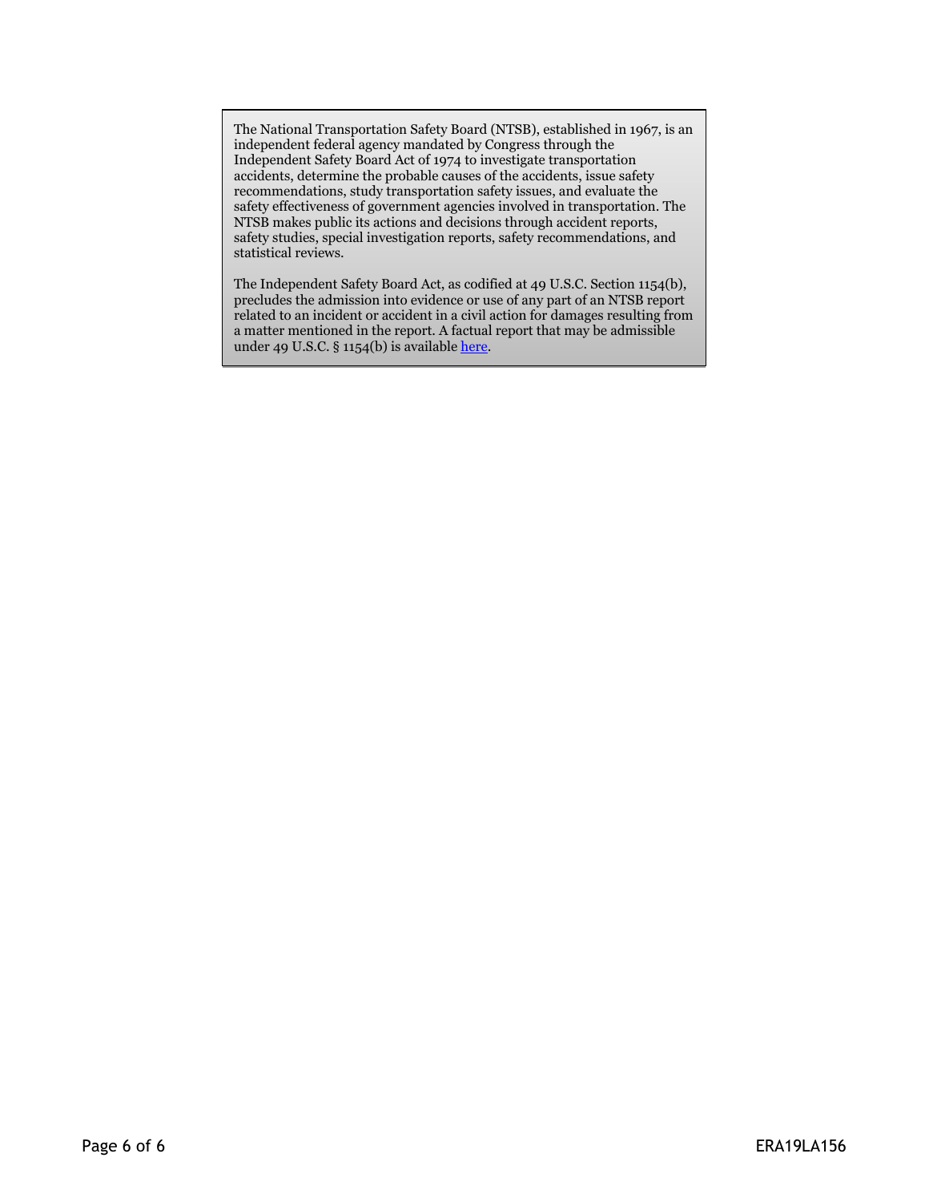The National Transportation Safety Board (NTSB), established in 1967, is an independent federal agency mandated by Congress through the Independent Safety Board Act of 1974 to investigate transportation accidents, determine the probable causes of the accidents, issue safety recommendations, study transportation safety issues, and evaluate the safety effectiveness of government agencies involved in transportation. The NTSB makes public its actions and decisions through accident reports, safety studies, special investigation reports, safety recommendations, and statistical reviews.

The Independent Safety Board Act, as codified at 49 U.S.C. Section 1154(b), precludes the admission into evidence or use of any part of an NTSB report related to an incident or accident in a civil action for damages resulting from a matter mentioned in the report. A factual report that may be admissible under 49 U.S.C. § 1154(b) is available here.